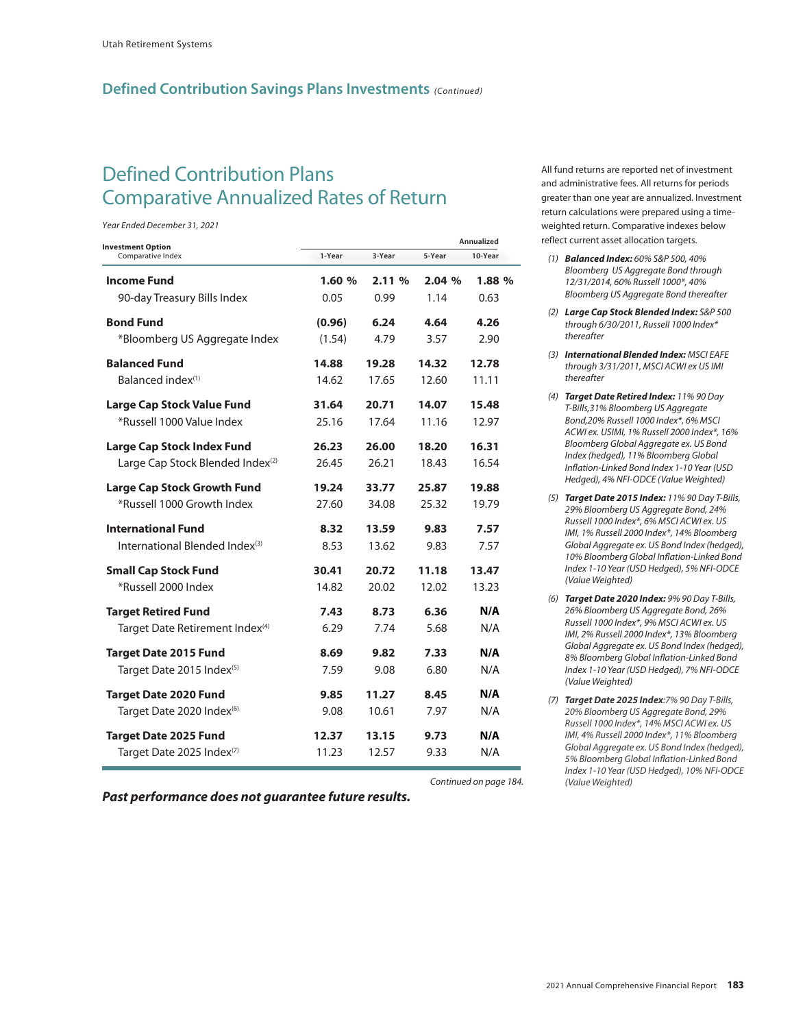## Defined Contribution Savings Plans Investments *(Continued)*

# Defined Contribution Plans Comparative Annualized Rates of Return

*Year Ended December 31, 2021*

| Investment Option<br>Comparative Index | 1-Year | 3-Year | 5-Year | Annualized 10-Year |
|---|---|---|---|---|
| **Income Fund** | **1.60 %** | **2.11 %** | **2.04 %** | **1.88 %** |
| 90-day Treasury Bills Index | 0.05 | 0.99 | 1.14 | 0.63 |
| **Bond Fund** | **(0.96)** | **6.24** | **4.64** | **4.26** |
| *Bloomberg US Aggregate Index | (1.54) | 4.79 | 3.57 | 2.90 |
| **Balanced Fund** | **14.88** | **19.28** | **14.32** | **12.78** |
| Balanced index[1] | 14.62 | 17.65 | 12.60 | 11.11 |
| **Large Cap Stock Value Fund** | **31.64** | **20.71** | **14.07** | **15.48** |
| *Russell 1000 Value Index | 25.16 | 17.64 | 11.16 | 12.97 |
| **Large Cap Stock Index Fund** | **26.23** | **26.00** | **18.20** | **16.31** |
| Large Cap Stock Blended Index[2] | 26.45 | 26.21 | 18.43 | 16.54 |
| **Large Cap Stock Growth Fund** | **19.24** | **33.77** | **25.87** | **19.88** |
| *Russell 1000 Growth Index | 27.60 | 34.08 | 25.32 | 19.79 |
| **International Fund** | **8.32** | **13.59** | **9.83** | **7.57** |
| International Blended Index[3] | 8.53 | 13.62 | 9.83 | 7.57 |
| **Small Cap Stock Fund** | **30.41** | **20.72** | **11.18** | **13.47** |
| *Russell 2000 Index | 14.82 | 20.02 | 12.02 | 13.23 |
| **Target Retired Fund** | **7.43** | **8.73** | **6.36** | **N/A** |
| Target Date Retirement Index[4] | 6.29 | 7.74 | 5.68 | N/A |
| **Target Date 2015 Fund** | **8.69** | **9.82** | **7.33** | **N/A** |
| Target Date 2015 Index[5] | 7.59 | 9.08 | 6.80 | N/A |
| **Target Date 2020 Fund** | **9.85** | **11.27** | **8.45** | **N/A** |
| Target Date 2020 Index[6] | 9.08 | 10.61 | 7.97 | N/A |
| **Target Date 2025 Fund** | **12.37** | **13.15** | **9.73** | **N/A** |
| Target Date 2025 Index[7] | 11.23 | 12.57 | 9.33 | N/A |

*Continued on page 184.*

***Past performance does not guarantee future results.***

All fund returns are reported net of investment and administrative fees. All returns for periods greater than one year are annualized. Investment return calculations were prepared using a time-weighted return. Comparative indexes below reflect current asset allocation targets.

*(1)* ***Balanced Index:*** *60% S&P 500, 40% Bloomberg US Aggregate Bond through 12/31/2014, 60% Russell 1000*, 40% Bloomberg US Aggregate Bond thereafter*

*(2)* ***Large Cap Stock Blended Index:*** *S&P 500 through 6/30/2011, Russell 1000 Index* thereafter*

*(3)* ***International Blended Index:*** *MSCI EAFE through 3/31/2011, MSCI ACWI ex US IMI thereafter*

*(4)* ***Target Date Retired Index:*** *11% 90 Day T-Bills, 31% Bloomberg US Aggregate Bond, 20% Russell 1000 Index*, 6% MSCI ACWI ex. USIMI, 1% Russell 2000 Index*, 16% Bloomberg Global Aggregate ex. US Bond Index (hedged), 11% Bloomberg Global Inflation-Linked Bond Index 1-10 Year (USD Hedged), 4% NFI-ODCE (Value Weighted)*

*(5)* ***Target Date 2015 Index:*** *11% 90 Day T-Bills, 29% Bloomberg US Aggregate Bond, 24% Russell 1000 Index*, 6% MSCI ACWI ex. US IMI, 1% Russell 2000 Index*, 14% Bloomberg Global Aggregate ex. US Bond Index (hedged), 10% Bloomberg Global Inflation-Linked Bond Index 1-10 Year (USD Hedged), 5% NFI-ODCE (Value Weighted)*

*(6)* ***Target Date 2020 Index:*** *9% 90 Day T-Bills, 26% Bloomberg US Aggregate Bond, 26% Russell 1000 Index*, 9% MSCI ACWI ex. US IMI, 2% Russell 2000 Index*, 13% Bloomberg Global Aggregate ex. US Bond Index (hedged), 8% Bloomberg Global Inflation-Linked Bond Index 1-10 Year (USD Hedged), 7% NFI-ODCE (Value Weighted)*

*(7)* ***Target Date 2025 Index****:7% 90 Day T-Bills, 20% Bloomberg US Aggregate Bond, 29% Russell 1000 Index*, 14% MSCI ACWI ex. US IMI, 4% Russell 2000 Index*, 11% Bloomberg Global Aggregate ex. US Bond Index (hedged), 5% Bloomberg Global Inflation-Linked Bond Index 1-10 Year (USD Hedged), 10% NFI-ODCE (Value Weighted)*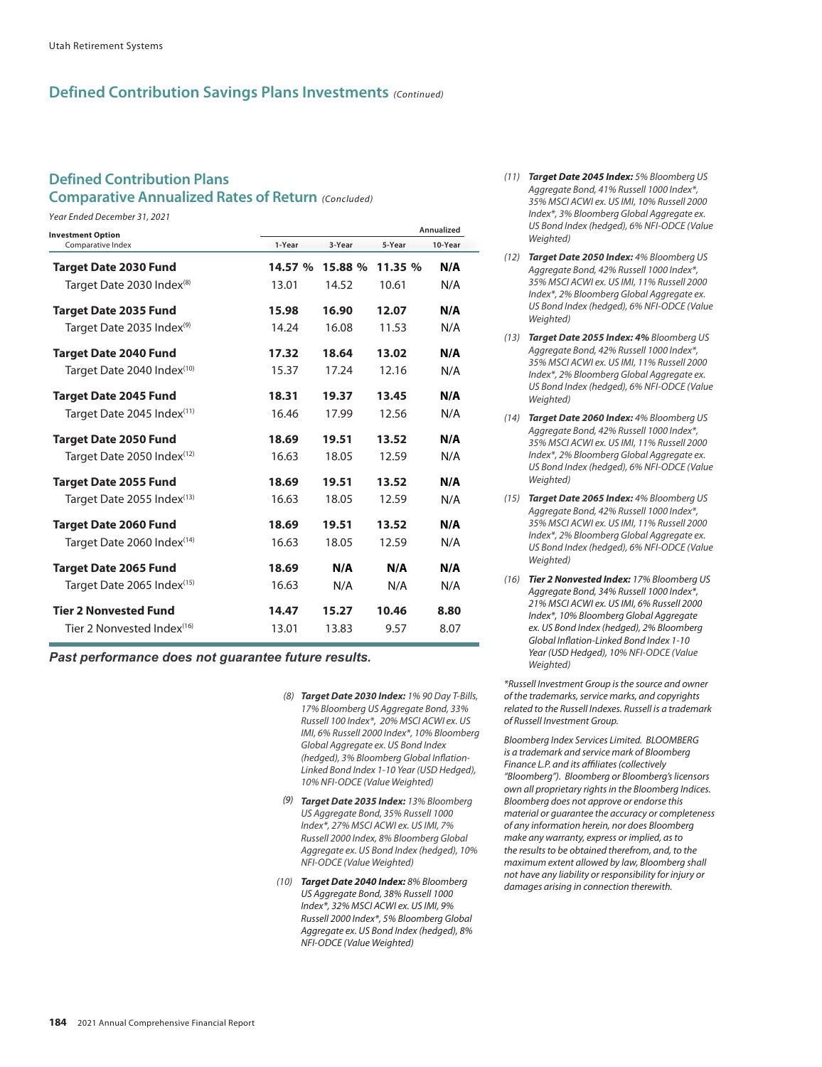## Defined Contribution Savings Plans Investments *(Continued)*

### Defined Contribution Plans
### Comparative Annualized Rates of Return *(Concluded)*

*Year Ended December 31, 2021*

| Investment Option<br>Comparative Index | | | | Annualized |
|---|---|---|---|---|
| | 1-Year | 3-Year | 5-Year | 10-Year |
| **Target Date 2030 Fund** | **14.57 %** | **15.88 %** | **11.35 %** | **N/A** |
| Target Date 2030 Index[8] | 13.01 | 14.52 | 10.61 | N/A |
| **Target Date 2035 Fund** | **15.98** | **16.90** | **12.07** | **N/A** |
| Target Date 2035 Index[9] | 14.24 | 16.08 | 11.53 | N/A |
| **Target Date 2040 Fund** | **17.32** | **18.64** | **13.02** | **N/A** |
| Target Date 2040 Index[10] | 15.37 | 17.24 | 12.16 | N/A |
| **Target Date 2045 Fund** | **18.31** | **19.37** | **13.45** | **N/A** |
| Target Date 2045 Index[11] | 16.46 | 17.99 | 12.56 | N/A |
| **Target Date 2050 Fund** | **18.69** | **19.51** | **13.52** | **N/A** |
| Target Date 2050 Index[12] | 16.63 | 18.05 | 12.59 | N/A |
| **Target Date 2055 Fund** | **18.69** | **19.51** | **13.52** | **N/A** |
| Target Date 2055 Index[13] | 16.63 | 18.05 | 12.59 | N/A |
| **Target Date 2060 Fund** | **18.69** | **19.51** | **13.52** | **N/A** |
| Target Date 2060 Index[14] | 16.63 | 18.05 | 12.59 | N/A |
| **Target Date 2065 Fund** | **18.69** | **N/A** | **N/A** | **N/A** |
| Target Date 2065 Index[15] | 16.63 | N/A | N/A | N/A |
| **Tier 2 Nonvested Fund** | **14.47** | **15.27** | **10.46** | **8.80** |
| Tier 2 Nonvested Index[16] | 13.01 | 13.83 | 9.57 | 8.07 |

***Past performance does not guarantee future results.***

*(8) **Target Date 2030 Index:** 1% 90 Day T-Bills, 17% Bloomberg US Aggregate Bond, 33% Russell 100 Index*, 20% MSCI ACWI ex. US IMI, 6% Russell 2000 Index*, 10% Bloomberg Global Aggregate ex. US Bond Index (hedged), 3% Bloomberg Global Inflation-Linked Bond Index 1-10 Year (USD Hedged), 10% NFI-ODCE (Value Weighted)*

*(9) **Target Date 2035 Index:** 13% Bloomberg US Aggregate Bond, 35% Russell 1000 Index*, 27% MSCI ACWI ex. US IMI, 7% Russell 2000 Index, 8% Bloomberg Global Aggregate ex. US Bond Index (hedged), 10% NFI-ODCE (Value Weighted)*

*(10) **Target Date 2040 Index:** 8% Bloomberg US Aggregate Bond, 38% Russell 1000 Index*, 32% MSCI ACWI ex. US IMI, 9% Russell 2000 Index*, 5% Bloomberg Global Aggregate ex. US Bond Index (hedged), 8% NFI-ODCE (Value Weighted)*

*(11) **Target Date 2045 Index:** 5% Bloomberg US Aggregate Bond, 41% Russell 1000 Index*, 35% MSCI ACWI ex. US IMI, 10% Russell 2000 Index*, 3% Bloomberg Global Aggregate ex. US Bond Index (hedged), 6% NFI-ODCE (Value Weighted)*

*(12) **Target Date 2050 Index:** 4% Bloomberg US Aggregate Bond, 42% Russell 1000 Index*, 35% MSCI ACWI ex. US IMI, 11% Russell 2000 Index*, 2% Bloomberg Global Aggregate ex. US Bond Index (hedged), 6% NFI-ODCE (Value Weighted)*

*(13) **Target Date 2055 Index: 4%** Bloomberg US Aggregate Bond, 42% Russell 1000 Index*, 35% MSCI ACWI ex. US IMI, 11% Russell 2000 Index*, 2% Bloomberg Global Aggregate ex. US Bond Index (hedged), 6% NFI-ODCE (Value Weighted)*

*(14) **Target Date 2060 Index:** 4% Bloomberg US Aggregate Bond, 42% Russell 1000 Index*, 35% MSCI ACWI ex. US IMI, 11% Russell 2000 Index*, 2% Bloomberg Global Aggregate ex. US Bond Index (hedged), 6% NFI-ODCE (Value Weighted)*

*(15) **Target Date 2065 Index:** 4% Bloomberg US Aggregate Bond, 42% Russell 1000 Index*, 35% MSCI ACWI ex. US IMI, 11% Russell 2000 Index*, 2% Bloomberg Global Aggregate ex. US Bond Index (hedged), 6% NFI-ODCE (Value Weighted)*

*(16) **Tier 2 Nonvested Index:** 17% Bloomberg US Aggregate Bond, 34% Russell 1000 Index*, 21% MSCI ACWI ex. US IMI, 6% Russell 2000 Index*, 10% Bloomberg Global Aggregate ex. US Bond Index (hedged), 2% Bloomberg Global Inflation-Linked Bond Index 1-10 Year (USD Hedged), 10% NFI-ODCE (Value Weighted)*

*\*Russell Investment Group is the source and owner of the trademarks, service marks, and copyrights related to the Russell Indexes. Russell is a trademark of Russell Investment Group.*

*Bloomberg Index Services Limited. BLOOMBERG is a trademark and service mark of Bloomberg Finance L.P. and its affiliates (collectively "Bloomberg"). Bloomberg or Bloomberg's licensors own all proprietary rights in the Bloomberg Indices. Bloomberg does not approve or endorse this material or guarantee the accuracy or completeness of any information herein, nor does Bloomberg make any warranty, express or implied, as to the results to be obtained therefrom, and, to the maximum extent allowed by law, Bloomberg shall not have any liability or responsibility for injury or damages arising in connection therewith.*